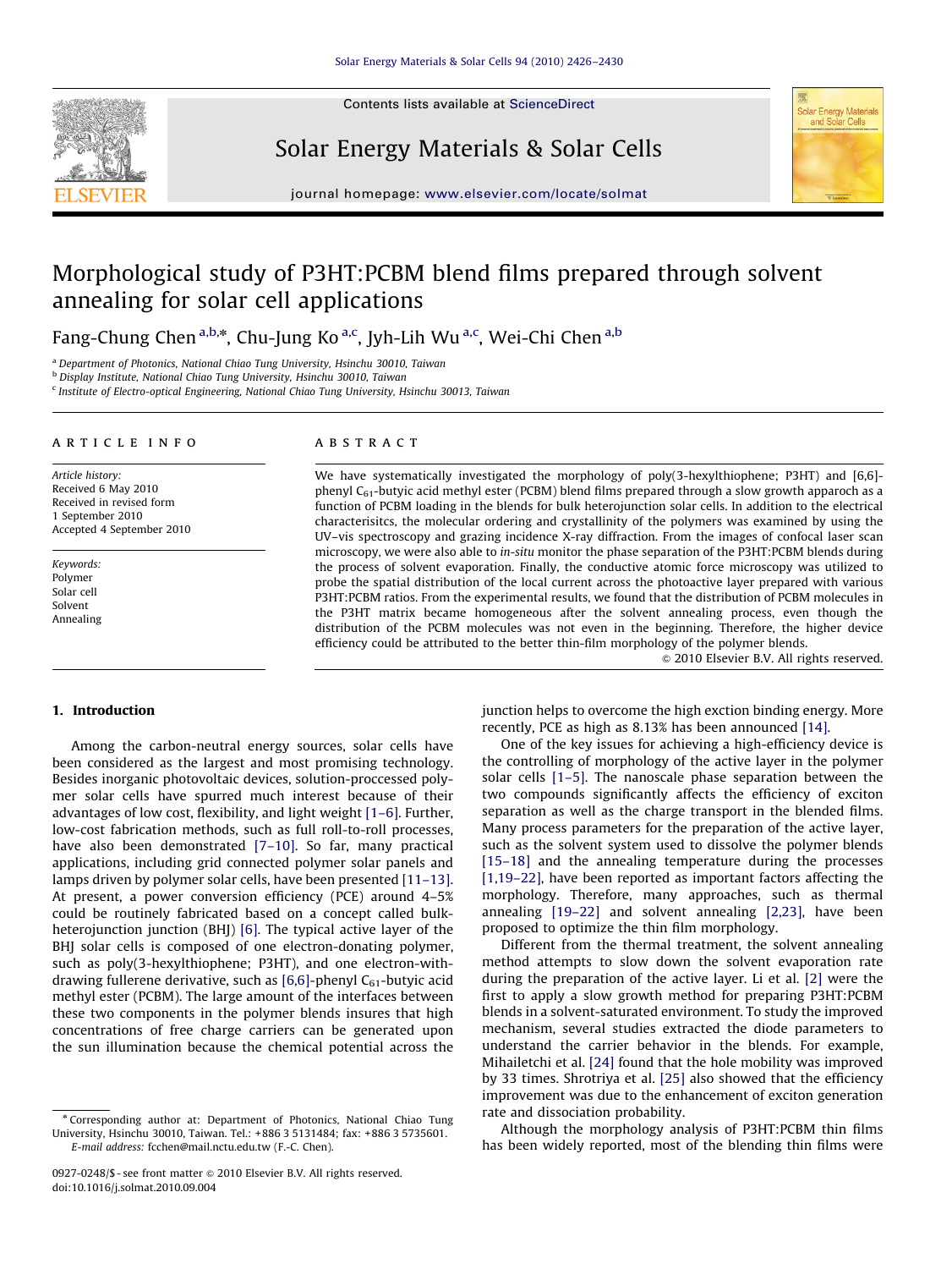Contents lists available at ScienceDirect

# Solar Energy Materials & Solar Cells

journal homepage: www.elsevier.com/locate/solmat

# Morphological study of P3HT:PCBM blend films prepared through solvent annealing for solar cell applications

Fang-Chung Chen [a,b,*], Chu-Jung Ko [a,c], Jyh-Lih Wu [a,c], Wei-Chi Chen [a,b]

[a] Department of Photonics, National Chiao Tung University, Hsinchu 30010, Taiwan
[b] Display Institute, National Chiao Tung University, Hsinchu 30010, Taiwan
[c] Institute of Electro-optical Engineering, National Chiao Tung University, Hsinchu 30013, Taiwan

## ARTICLE INFO

*Article history:*
Received 6 May 2010
Received in revised form
1 September 2010
Accepted 4 September 2010

*Keywords:*
Polymer
Solar cell
Solvent
Annealing

## ABSTRACT

We have systematically investigated the morphology of poly(3-hexylthiophene; P3HT) and [6,6]-phenyl $C_{61}$-butyic acid methyl ester (PCBM) blend films prepared through a slow growth apparoch as a function of PCBM loading in the blends for bulk heterojunction solar cells. In addition to the electrical characterisitcs, the molecular ordering and crystallinity of the polymers was examined by using the UV–vis spectroscopy and grazing incidence X-ray diffraction. From the images of confocal laser scan microscopy, we were also able to *in-situ* monitor the phase separation of the P3HT:PCBM blends during the process of solvent evaporation. Finally, the conductive atomic force microscopy was utilized to probe the spatial distribution of the local current across the photoactive layer prepared with various P3HT:PCBM ratios. From the experimental results, we found that the distribution of PCBM molecules in the P3HT matrix became homogeneous after the solvent annealing process, even though the distribution of the PCBM molecules was not even in the beginning. Therefore, the higher device efficiency could be attributed to the better thin-film morphology of the polymer blends.

© 2010 Elsevier B.V. All rights reserved.

## 1. Introduction

Among the carbon-neutral energy sources, solar cells have been considered as the largest and most promising technology. Besides inorganic photovoltaic devices, solution-proccessed polymer solar cells have spurred much interest because of their advantages of low cost, flexibility, and light weight [1–6]. Further, low-cost fabrication methods, such as full roll-to-roll processes, have also been demonstrated [7–10]. So far, many practical applications, including grid connected polymer solar panels and lamps driven by polymer solar cells, have been presented [11–13]. At present, a power conversion efficiency (PCE) around 4–5% could be routinely fabricated based on a concept called bulk-heterojunction junction (BHJ) [6]. The typical active layer of the BHJ solar cells is composed of one electron-donating polymer, such as poly(3-hexylthiophene; P3HT), and one electron-withdrawing fullerene derivative, such as [6,6]-phenyl $C_{61}$-butyic acid methyl ester (PCBM). The large amount of the interfaces between these two components in the polymer blends insures that high concentrations of free charge carriers can be generated upon the sun illumination because the chemical potential across the junction helps to overcome the high exction binding energy. More recently, PCE as high as 8.13% has been announced [14].

One of the key issues for achieving a high-efficiency device is the controlling of morphology of the active layer in the polymer solar cells [1–5]. The nanoscale phase separation between the two compounds significantly affects the efficiency of exciton separation as well as the charge transport in the blended films. Many process parameters for the preparation of the active layer, such as the solvent system used to dissolve the polymer blends [15–18] and the annealing temperature during the processes [1,19–22], have been reported as important factors affecting the morphology. Therefore, many approaches, such as thermal annealing [19–22] and solvent annealing [2,23], have been proposed to optimize the thin film morphology.

Different from the thermal treatment, the solvent annealing method attempts to slow down the solvent evaporation rate during the preparation of the active layer. Li et al. [2] were the first to apply a slow growth method for preparing P3HT:PCBM blends in a solvent-saturated environment. To study the improved mechanism, several studies extracted the diode parameters to understand the carrier behavior in the blends. For example, Mihailetchi et al. [24] found that the hole mobility was improved by 33 times. Shrotriya et al. [25] also showed that the efficiency improvement was due to the enhancement of exciton generation rate and dissociation probability.

Although the morphology analysis of P3HT:PCBM thin films has been widely reported, most of the blending thin films were

* Corresponding author at: Department of Photonics, National Chiao Tung University, Hsinchu 30010, Taiwan. Tel.: +886 3 5131484; fax: +886 3 5735601.
*E-mail address:* fcchen@mail.nctu.edu.tw (F.-C. Chen).

0927-0248/$ - see front matter © 2010 Elsevier B.V. All rights reserved.
doi:10.1016/j.solmat.2010.09.004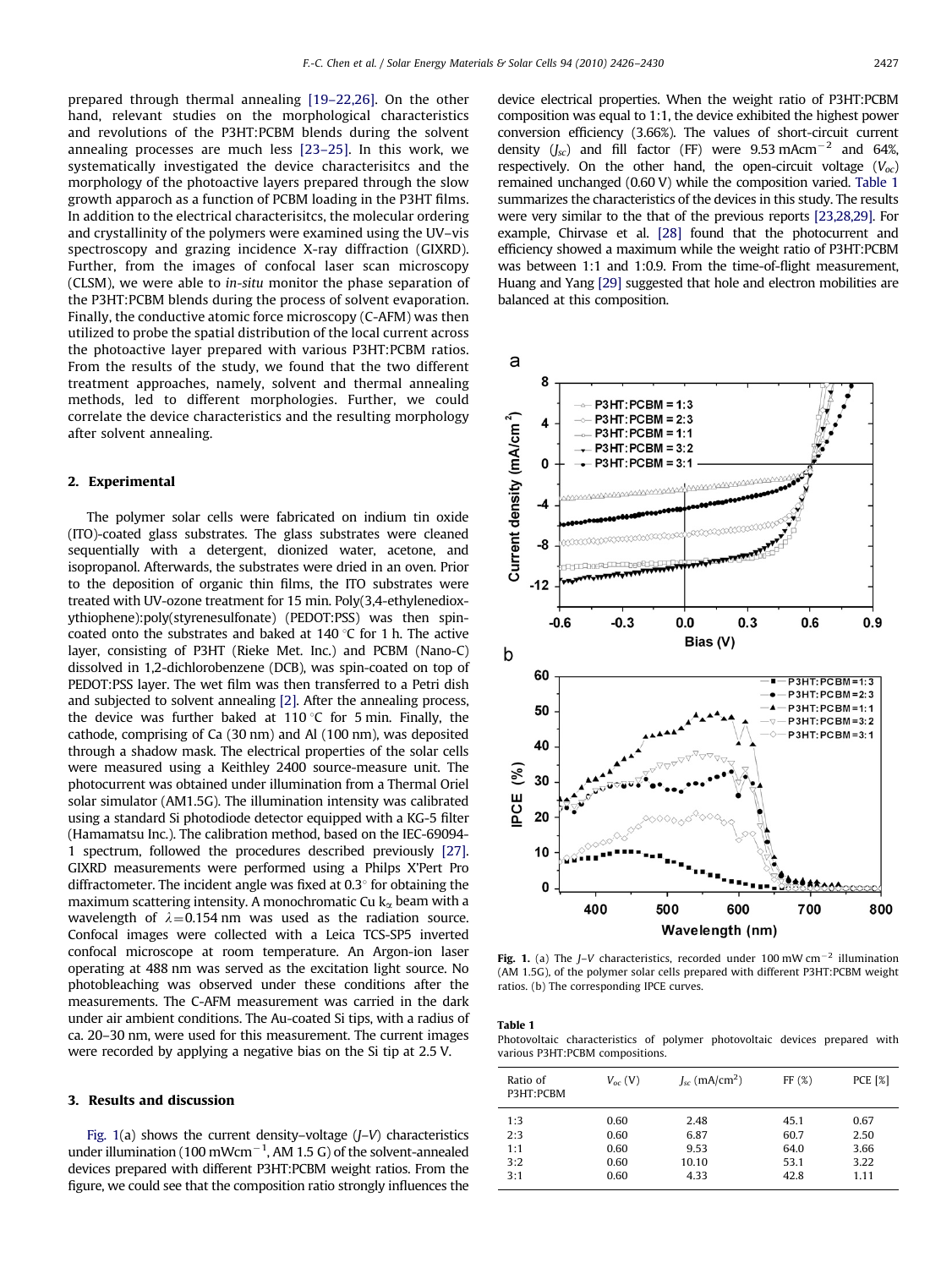prepared through thermal annealing [19–22,26]. On the other hand, relevant studies on the morphological characteristics and revolutions of the P3HT:PCBM blends during the solvent annealing processes are much less [23–25]. In this work, we systematically investigated the device charactierisitcs and the morphology of the photoactive layers prepared through the slow growth apparoach as a function of PCBM loading in the P3HT films. In addition to the electrical charactierisitcs, the molecular ordering and crystallinity of the polymers were examined using the UV–vis spectroscopy and grazing incidence X-ray diffraction (GIXRD). Further, from the images of confocal laser scan microscopy (CLSM), we were able to *in-situ* monitor the phase separation of the P3HT:PCBM blends during the process of solvent evaporation. Finally, the conductive atomic force microscopy (C-AFM) was then utilized to probe the spatial distribution of the local current across the photoactive layer prepared with various P3HT:PCBM ratios. From the results of the study, we found that the two different treatment approaches, namely, solvent and thermal annealing methods, led to different morphologies. Further, we could correlate the device characteristics and the resulting morphology after solvent annealing.

## 2. Experimental

The polymer solar cells were fabricated on indium tin oxide (ITO)-coated glass substrates. The glass substrates were cleaned sequentially with a detergent, dionized water, acetone, and isopropanol. Afterwards, the substrates were dried in an oven. Prior to the deposition of organic thin films, the ITO substrates were treated with UV-ozone treatment for 15 min. Poly(3,4-ethylenedioxythiophene):poly(styrenesulfonate) (PEDOT:PSS) was then spin-coated onto the substrates and baked at 140 °C for 1 h. The active layer, consisting of P3HT (Rieke Met. Inc.) and PCBM (Nano-C) dissolved in 1,2-dichlorobenzene (DCB), was spin-coated on top of PEDOT:PSS layer. The wet film was then transferred to a Petri dish and subjected to solvent annealing [2]. After the annealing process, the device was further baked at 110 °C for 5 min. Finally, the cathode, comprising of Ca (30 nm) and Al (100 nm), was deposited through a shadow mask. The electrical properties of the solar cells were measured using a Keithley 2400 source-measure unit. The photocurrent was obtained under illumination from a Thermal Oriel solar simulator (AM1.5G). The illumination intensity was calibrated using a standard Si photodiode detector equipped with a KG-5 filter (Hamamatsu Inc.). The calibration method, based on the IEC-69094-1 spectrum, followed the procedures described previously [27]. GIXRD measurements were performed using a Philps X'Pert Pro diffractometer. The incident angle was fixed at 0.3° for obtaining the maximum scattering intensity. A monochromatic Cu $k_\alpha$ beam with a wavelength of $\lambda = 0.154$ nm was used as the radiation source. Confocal images were collected with a Leica TCS-SP5 inverted confocal microscope at room temperature. An Argon-ion laser operating at 488 nm was served as the excitation light source. No photobleaching was observed under these conditions after the measurements. The C-AFM measurement was carried in the dark under air ambient conditions. The Au-coated Si tips, with a radius of ca. 20–30 nm, were used for this measurement. The current images were recorded by applying a negative bias on the Si tip at 2.5 V.

## 3. Results and discussion

Fig. 1(a) shows the current density–voltage (*J*–*V*) characteristics under illumination (100 mWcm$^{-1}$, AM 1.5 G) of the solvent-annealed devices prepared with different P3HT:PCBM weight ratios. From the figure, we could see that the composition ratio strongly influences the device electrical properties. When the weight ratio of P3HT:PCBM composition was equal to 1:1, the device exhibited the highest power conversion efficiency (3.66%). The values of short-circuit current density ($J_{sc}$) and fill factor (FF) were 9.53 mAcm$^{-2}$ and 64%, respectively. On the other hand, the open-circuit voltage ($V_{oc}$) remained unchanged (0.60 V) while the composition varied. Table 1 summarizes the characteristics of the devices in this study. The results were very similar to the that of the previous reports [23,28,29]. For example, Chirvase et al. [28] found that the photocurrent and efficiency showed a maximum while the weight ratio of P3HT:PCBM was between 1:1 and 1:0.9. From the time-of-flight measurement, Huang and Yang [29] suggested that hole and electron mobilities are balanced at this composition.

**Fig. 1.** (a) The *J*–*V* characteristics, recorded under 100 mW cm$^{-2}$ illumination (AM 1.5G), of the polymer solar cells prepared with different P3HT:PCBM weight ratios. (b) The corresponding IPCE curves.

**Table 1**
Photovoltaic characteristics of polymer photovoltaic devices prepared with various P3HT:PCBM compositions.

| Ratio of P3HT:PCBM | $V_{oc}$ (V) | $J_{sc}$ (mA/cm$^2$) | FF (%) | PCE [%] |
|---|---|---|---|---|
| 1:3 | 0.60 | 2.48 | 45.1 | 0.67 |
| 2:3 | 0.60 | 6.87 | 60.7 | 2.50 |
| 1:1 | 0.60 | 9.53 | 64.0 | 3.66 |
| 3:2 | 0.60 | 10.10 | 53.1 | 3.22 |
| 3:1 | 0.60 | 4.33 | 42.8 | 1.11 |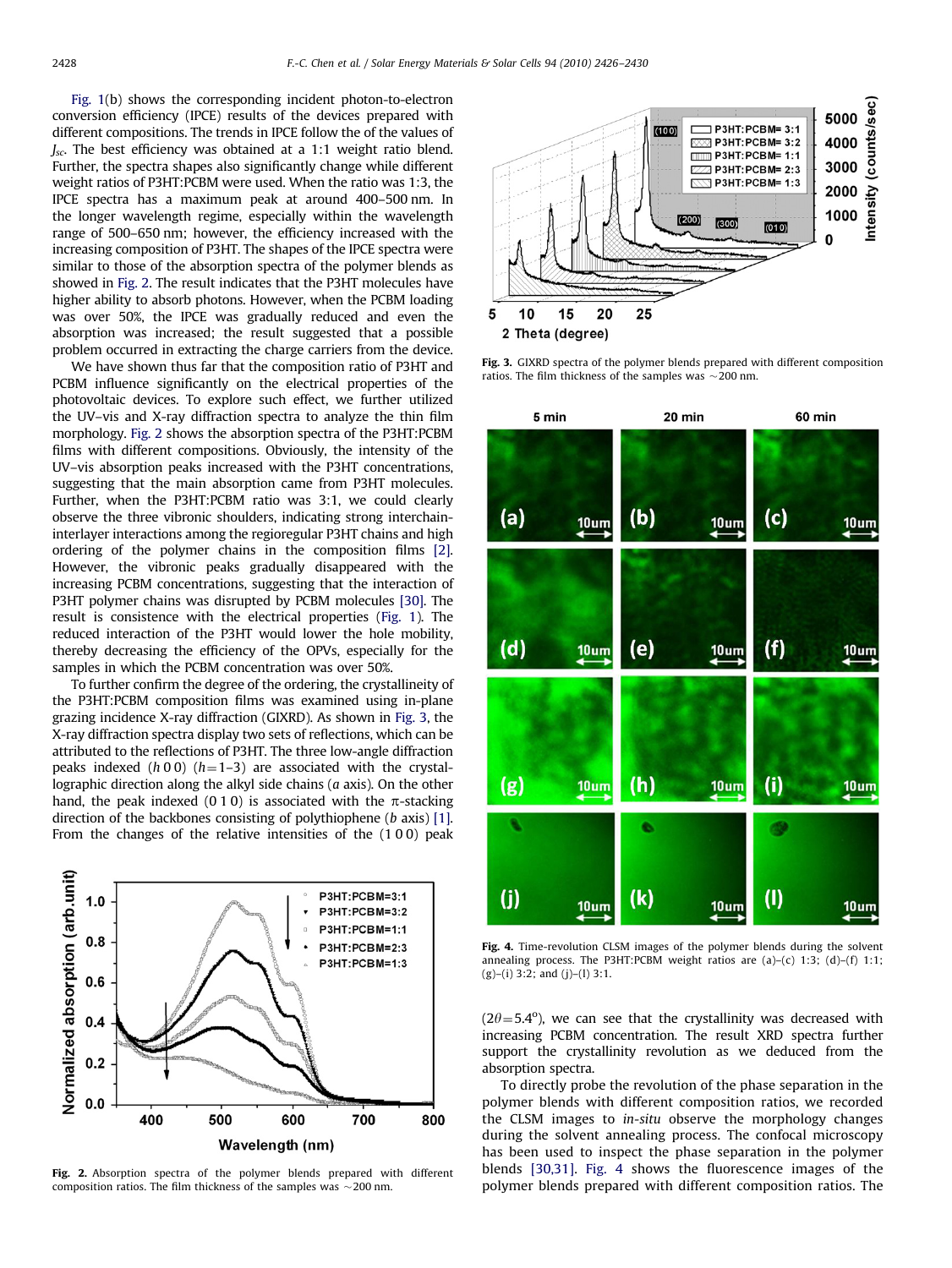Fig. 1(b) shows the corresponding incident photon-to-electron conversion efficiency (IPCE) results of the devices prepared with different compositions. The trends in IPCE follow the of the values of $J_{sc}$. The best efficiency was obtained at a 1:1 weight ratio blend. Further, the spectra shapes also significantly change while different weight ratios of P3HT:PCBM were used. When the ratio was 1:3, the IPCE spectra has a maximum peak at around 400–500 nm. In the longer wavelength regime, especially within the wavelength range of 500–650 nm; however, the efficiency increased with the increasing composition of P3HT. The shapes of the IPCE spectra were similar to those of the absorption spectra of the polymer blends as showed in Fig. 2. The result indicates that the P3HT molecules have higher ability to absorb photons. However, when the PCBM loading was over 50%, the IPCE was gradually reduced and even the absorption was increased; the result suggested that a possible problem occurred in extracting the charge carriers from the device.

We have shown thus far that the composition ratio of P3HT and PCBM influence significantly on the electrical properties of the photovoltaic devices. To explore such effect, we further utilized the UV–vis and X-ray diffraction spectra to analyze the thin film morphology. Fig. 2 shows the absorption spectra of the P3HT:PCBM films with different compositions. Obviously, the intensity of the UV–vis absorption peaks increased with the P3HT concentrations, suggesting that the main absorption came from P3HT molecules. Further, when the P3HT:PCBM ratio was 3:1, we could clearly observe the three vibronic shoulders, indicating strong interchain-interlayer interactions among the regioregular P3HT chains and high ordering of the polymer chains in the composition films [2]. However, the vibronic peaks gradually disappeared with the increasing PCBM concentrations, suggesting that the interaction of P3HT polymer chains was disrupted by PCBM molecules [30]. The result is consistence with the electrical properties (Fig. 1). The reduced interaction of the P3HT would lower the hole mobility, thereby decreasing the efficiency of the OPVs, especially for the samples in which the PCBM concentration was over 50%.

To further confirm the degree of the ordering, the crystallineity of the P3HT:PCBM composition films was examined using in-plane grazing incidence X-ray diffraction (GIXRD). As shown in Fig. 3, the X-ray diffraction spectra display two sets of reflections, which can be attributed to the reflections of P3HT. The three low-angle diffraction peaks indexed ($h$ 0 0) ($h$=1–3) are associated with the crystallographic direction along the alkyl side chains ($a$ axis). On the other hand, the peak indexed (0 1 0) is associated with the π-stacking direction of the backbones consisting of polythiophene ($b$ axis) [1]. From the changes of the relative intensities of the (1 0 0) peak ($2\theta$=5.4°), we can see that the crystallinity was decreased with increasing PCBM concentration. The result XRD spectra further support the crystallinity revolution as we deduced from the absorption spectra.

To directly probe the revolution of the phase separation in the polymer blends with different composition ratios, we recorded the CLSM images to *in-situ* observe the morphology changes during the solvent annealing process. The confocal microscopy has been used to inspect the phase separation in the polymer blends [30,31]. Fig. 4 shows the fluorescence images of the polymer blends prepared with different composition ratios. The

**Fig. 2.** Absorption spectra of the polymer blends prepared with different composition ratios. The film thickness of the samples was ~200 nm.

**Fig. 3.** GIXRD spectra of the polymer blends prepared with different composition ratios. The film thickness of the samples was ~200 nm.

**Fig. 4.** Time-revolution CLSM images of the polymer blends during the solvent annealing process. The P3HT:PCBM weight ratios are (a)–(c) 1:3; (d)–(f) 1:1; (g)–(i) 3:2; and (j)–(l) 3:1.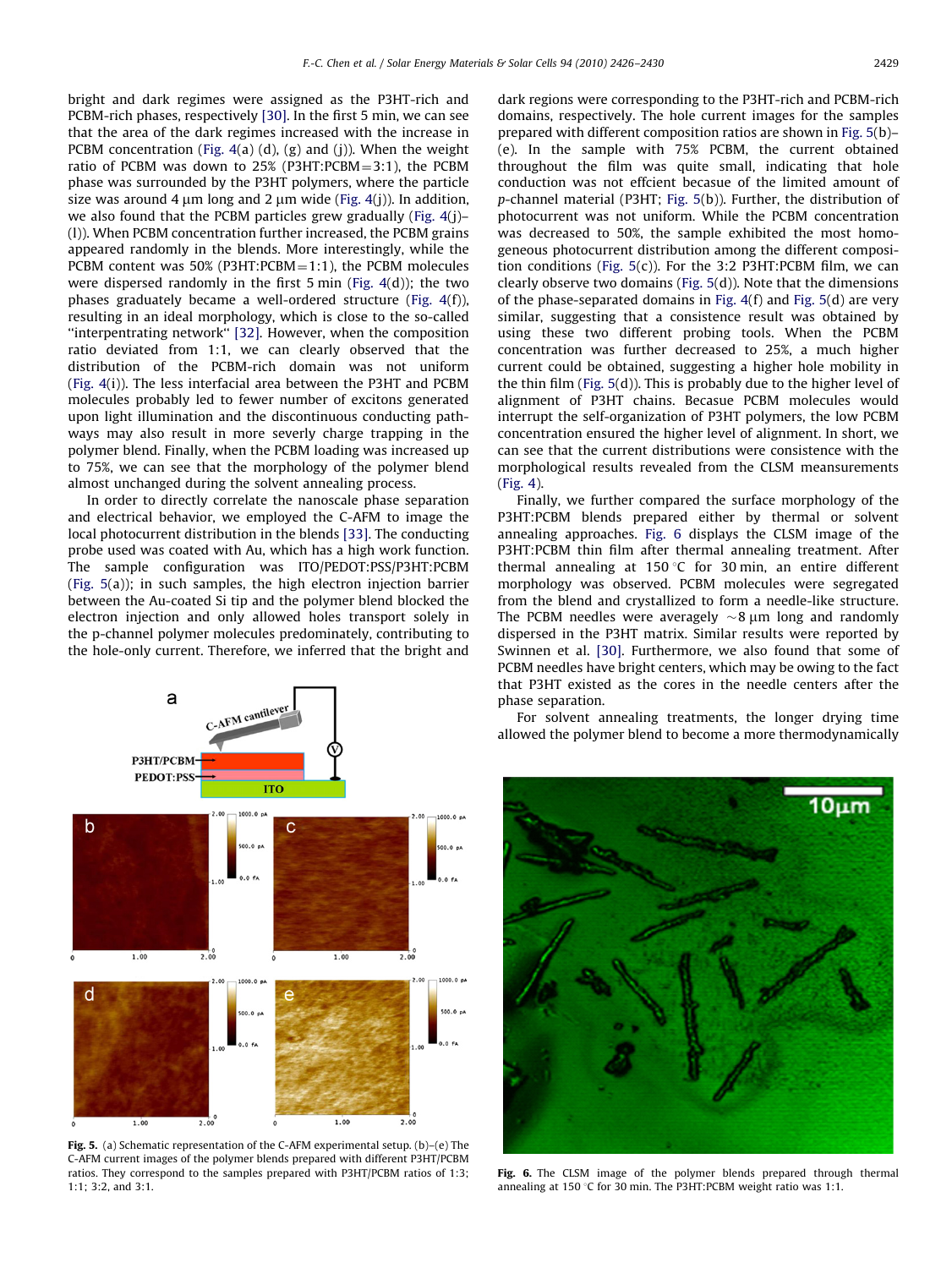bright and dark regimes were assigned as the P3HT-rich and PCBM-rich phases, respectively [30]. In the first 5 min, we can see that the area of the dark regimes increased with the increase in PCBM concentration (Fig. 4(a) (d), (g) and (j)). When the weight ratio of PCBM was down to 25% (P3HT:PCBM = 3:1), the PCBM phase was surrounded by the P3HT polymers, where the particle size was around 4 μm long and 2 μm wide (Fig. 4(j)). In addition, we also found that the PCBM particles grew gradually (Fig. 4(j)–(l)). When PCBM concentration further increased, the PCBM grains appeared randomly in the blends. More interestingly, while the PCBM content was 50% (P3HT:PCBM = 1:1), the PCBM molecules were dispersed randomly in the first 5 min (Fig. 4(d)); the two phases gradually became a well-ordered structure (Fig. 4(f)), resulting in an ideal morphology, which is close to the so-called "interpentrating network" [32]. However, when the composition ratio deviated from 1:1, we can clearly observed that the distribution of the PCBM-rich domain was not uniform (Fig. 4(i)). The less interfacial area between the P3HT and PCBM molecules probably led to fewer number of excitons generated upon light illumination and the discontinuous conducting pathways may also result in more severly charge trapping in the polymer blend. Finally, when the PCBM loading was increased up to 75%, we can see that the morphology of the polymer blend almost unchanged during the solvent annealing process.

In order to directly correlate the nanoscale phase separation and electrical behavior, we employed the C-AFM to image the local photocurrent distribution in the blends [33]. The conducting probe used was coated with Au, which has a high work function. The sample configuration was ITO/PEDOT:PSS/P3HT:PCBM (Fig. 5(a)); in such samples, the high electron injection barrier between the Au-coated Si tip and the polymer blend blocked the electron injection and only allowed holes transport solely in the p-channel polymer molecules predominately, contributing to the hole-only current. Therefore, we inferred that the bright and dark regions were corresponding to the P3HT-rich and PCBM-rich domains, respectively. The hole current images for the samples prepared with different composition ratios are shown in Fig. 5(b)–(e). In the sample with 75% PCBM, the current obtained throughout the film was quite small, indicating that hole conduction was not effcient becasue of the limited amount of *p*-channel material (P3HT; Fig. 5(b)). Further, the distribution of photocurrent was not uniform. While the PCBM concentration was decreased to 50%, the sample exhibited the most homogeneous photocurrent distribution among the different composition conditions (Fig. 5(c)). For the 3:2 P3HT:PCBM film, we can clearly observe two domains (Fig. 5(d)). Note that the dimensions of the phase-separated domains in Fig. 4(f) and Fig. 5(d) are very similar, suggesting that a consistence result was obtained by using these two different probing tools. When the PCBM concentration was further decreased to 25%, a much higher current could be obtained, suggesting a higher hole mobility in the thin film (Fig. 5(d)). This is probably due to the higher level of alignment of P3HT chains. Becasue PCBM molecules would interrupt the self-organization of P3HT polymers, the low PCBM concentration ensured the higher level of alignment. In short, we can see that the current distributions were consistence with the morphological results revealed from the CLSM measurements (Fig. 4).

Finally, we further compared the surface morphology of the P3HT:PCBM blends prepared either by thermal or solvent annealing approaches. Fig. 6 displays the CLSM image of the P3HT:PCBM thin film after thermal annealing treatment. After thermal annealing at 150 °C for 30 min, an entire different morphology was observed. PCBM molecules were segregated from the blend and crystallized to form a needle-like structure. The PCBM needles were averagely ~8 μm long and randomly dispersed in the P3HT matrix. Similar results were reported by Swinnen et al. [30]. Furthermore, we also found that some of PCBM needles have bright centers, which may be owing to the fact that P3HT existed as the cores in the needle centers after the phase separation.

For solvent annealing treatments, the longer drying time allowed the polymer blend to become a more thermodynamically

**Fig. 5.** (a) Schematic representation of the C-AFM experimental setup. (b)–(e) The C-AFM current images of the polymer blends prepared with different P3HT/PCBM ratios. They correspond to the samples prepared with P3HT/PCBM ratios of 1:3; 1:1; 3:2, and 3:1.

**Fig. 6.** The CLSM image of the polymer blends prepared through thermal annealing at 150 °C for 30 min. The P3HT:PCBM weight ratio was 1:1.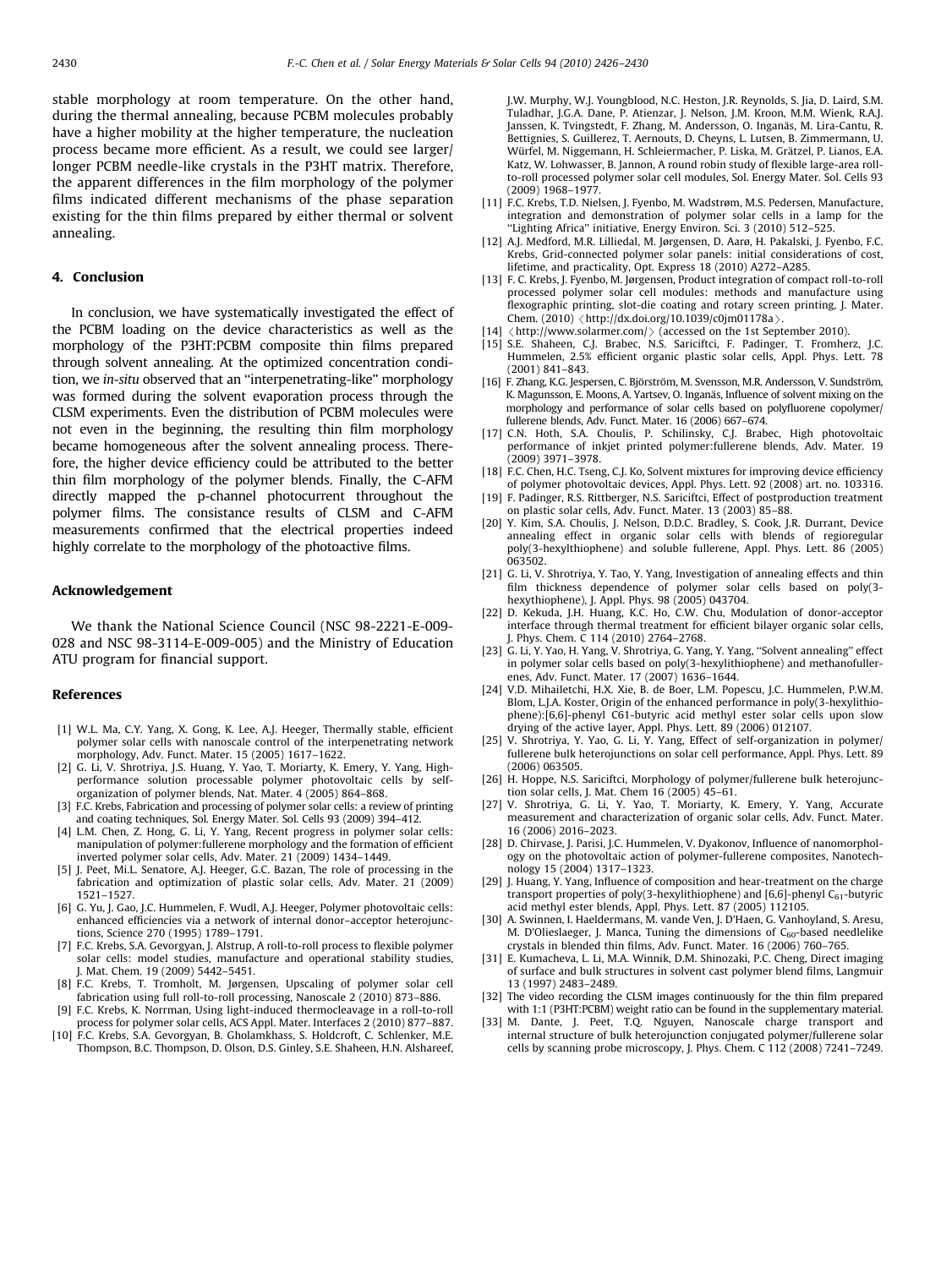stable morphology at room temperature. On the other hand, during the thermal annealing, because PCBM molecules probably have a higher mobility at the higher temperature, the nucleation process became more efficient. As a result, we could see larger/longer PCBM needle-like crystals in the P3HT matrix. Therefore, the apparent differences in the film morphology of the polymer films indicated different mechanisms of the phase separation existing for the thin films prepared by either thermal or solvent annealing.

## 4. Conclusion

In conclusion, we have systematically investigated the effect of the PCBM loading on the device characteristics as well as the morphology of the P3HT:PCBM composite thin films prepared through solvent annealing. At the optimized concentration condition, we *in-situ* observed that an "interpenetrating-like" morphology was formed during the solvent evaporation process through the CLSM experiments. Even the distribution of PCBM molecules were not even in the beginning, the resulting thin film morphology became homogeneous after the solvent annealing process. Therefore, the higher device efficiency could be attributed to the better thin film morphology of the polymer blends. Finally, the C-AFM directly mapped the p-channel photocurrent throughout the polymer films. The consistance results of CLSM and C-AFM measurements confirmed that the electrical properties indeed highly correlate to the morphology of the photoactive films.

## Acknowledgement

We thank the National Science Council (NSC 98-2221-E-009-028 and NSC 98-3114-E-009-005) and the Ministry of Education ATU program for financial support.

## References

[1] W.L. Ma, C.Y. Yang, X. Gong, K. Lee, A.J. Heeger, Thermally stable, efficient polymer solar cells with nanoscale control of the interpenetrating network morphology, Adv. Funct. Mater. 15 (2005) 1617–1622.

[2] G. Li, V. Shrotriya, J.S. Huang, Y. Yao, T. Moriarty, K. Emery, Y. Yang, High-performance solution processable polymer photovoltaic cells by self-organization of polymer blends, Nat. Mater. 4 (2005) 864–868.

[3] F.C. Krebs, Fabrication and processing of polymer solar cells: a review of printing and coating techniques, Sol. Energy Mater. Sol. Cells 93 (2009) 394–412.

[4] L.M. Chen, Z. Hong, G. Li, Y. Yang, Recent progress in polymer solar cells: manipulation of polymer:fullerene morphology and the formation of efficient inverted polymer solar cells, Adv. Mater. 21 (2009) 1434–1449.

[5] J. Peet, Mi.L. Senatore, A.J. Heeger, G.C. Bazan, The role of processing in the fabrication and optimization of plastic solar cells, Adv. Mater. 21 (2009) 1521–1527.

[6] G. Yu, J. Gao, J.C. Hummelen, F. Wudl, A.J. Heeger, Polymer photovoltaic cells: enhanced efficiencies via a network of internal donor–acceptor heterojunctions, Science 270 (1995) 1789–1791.

[7] F.C. Krebs, S.A. Gevorgyan, J. Alstrup, A roll-to-roll process to flexible polymer solar cells: model studies, manufacture and operational stability studies, J. Mat. Chem. 19 (2009) 5442–5451.

[8] F.C. Krebs, T. Tromholt, M. Jørgensen, Upscaling of polymer solar cell fabrication using full roll-to-roll processing, Nanoscale 2 (2010) 873–886.

[9] F.C. Krebs, K. Norrman, Using light-induced thermocleavage in a roll-to-roll process for polymer solar cells, ACS Appl. Mater. Interfaces 2 (2010) 877–887.

[10] F.C. Krebs, S.A. Gevorgyan, B. Gholamkhass, S. Holdcroft, C. Schlenker, M.E. Thompson, B.C. Thompson, D. Olson, D.S. Ginley, S.E. Shaheen, H.N. Alshareef, J.W. Murphy, W.J. Youngblood, N.C. Heston, J.R. Reynolds, S. Jia, D. Laird, S.M. Tuladhar, J.G.A. Dane, P. Atienzar, J. Nelson, J.M. Kroon, M.M. Wienk, R.A.J. Janssen, K. Tvingstedt, F. Zhang, M. Andersson, O. Inganäs, M. Lira-Cantu, R. Bettignies, S. Guillerez, T. Aernouts, D. Cheyns, L. Lutsen, B. Zimmermann, U. Würfel, M. Niggemann, H. Schleiermacher, P. Liska, M. Grätzel, P. Lianos, E.A. Katz, W. Lohwasser, B. Jannon, A round robin study of flexible large-area roll-to-roll processed polymer solar cell modules, Sol. Energy Mater. Sol. Cells 93 (2009) 1968–1977.

[11] F.C. Krebs, T.D. Nielsen, J. Fyenbo, M. Wadstrøm, M.S. Pedersen, Manufacture, integration and demonstration of polymer solar cells in a lamp for the "Lighting Africa" initiative, Energy Environ. Sci. 3 (2010) 512–525.

[12] A.J. Medford, M.R. Lilliedal, M. Jørgensen, D. Aarø, H. Pakalski, J. Fyenbo, F.C. Krebs, Grid-connected polymer solar panels: initial considerations of cost, lifetime, and practicality, Opt. Express 18 (2010) A272–A285.

[13] F. C. Krebs, J. Fyenbo, M. Jørgensen, Product integration of compact roll-to-roll processed polymer solar cell modules: methods and manufacture using flexographic printing, slot-die coating and rotary screen printing, J. Mater. Chem. (2010) ⟨http://dx.doi.org/10.1039/c0jm01178a⟩.

[14] ⟨http://www.solarmer.com/⟩ (accessed on the 1st September 2010).

[15] S.E. Shaheen, C.J. Brabec, N.S. Sariciftci, F. Padinger, T. Fromherz, J.C. Hummelen, 2.5% efficient organic plastic solar cells, Appl. Phys. Lett. 78 (2001) 841–843.

[16] F. Zhang, K.G. Jespersen, C. Björström, M. Svensson, M.R. Andersson, V. Sundström, K. Magunsson, E. Moons, A. Yartsev, O. Inganäs, Influence of solvent mixing on the morphology and performance of solar cells based on polyfluorene copolymer/fullerene blends, Adv. Funct. Mater. 16 (2006) 667–674.

[17] C.N. Hoth, S.A. Choulis, P. Schilinsky, C.J. Brabec, High photovoltaic performance of inkjet printed polymer:fullerene blends, Adv. Mater. 19 (2009) 3971–3978.

[18] F.C. Chen, H.C. Tseng, C.J. Ko, Solvent mixtures for improving device efficiency of polymer photovoltaic devices, Appl. Phys. Lett. 92 (2008) art. no. 103316.

[19] F. Padinger, R.S. Rittberger, N.S. Sariciftci, Effect of postproduction treatment on plastic solar cells, Adv. Funct. Mater. 13 (2003) 85–88.

[20] Y. Kim, S.A. Choulis, J. Nelson, D.D.C. Bradley, S. Cook, J.R. Durrant, Device annealing effect in organic solar cells with blends of regioregular poly(3-hexylthiophene) and soluble fullerene, Appl. Phys. Lett. 86 (2005) 063502.

[21] G. Li, V. Shrotriya, Y. Tao, Y. Yang, Investigation of annealing effects and film thickness dependence of polymer solar cells based on poly(3-hexythiophene), J. Appl. Phys. 98 (2005) 043704.

[22] D. Kekuda, J.H. Huang, K.C. Ho, C.W. Chu, Modulation of donor-acceptor interface through thermal treatment for efficient bilayer organic solar cells, J. Phys. Chem. C 114 (2010) 2764–2768.

[23] G. Li, Y. Yao, H. Yang, V. Shrotriya, G. Yang, Y. Yang, "Solvent annealing" effect in polymer solar cells based on poly(3-hexylithiophene) and methanofullerenes, Adv. Funct. Mater. 17 (2007) 1636–1644.

[24] V.D. Mihailetchi, H.X. Xie, B. de Boer, L.M. Popescu, J.C. Hummelen, P.W.M. Blom, L.J.A. Koster, Origin of the enhanced performance in poly(3-hexylithiophene):[6,6]-phenyl C61-butyric acid methyl ester solar cells upon slow drying of the active layer, Appl. Phys. Lett. 89 (2006) 012107.

[25] V. Shrotriya, Y. Yao, G. Li, Y. Yang, Effect of self-organization in polymer/fullerene bulk heterojunctions on solar cell performance, Appl. Phys. Lett. 89 (2006) 063505.

[26] H. Hoppe, N.S. Sariciftci, Morphology of polymer/fullerene bulk heterojunction solar cells, J. Mat. Chem 16 (2005) 45–61.

[27] V. Shrotriya, G. Li, Y. Yao, T. Moriarty, K. Emery, Y. Yang, Accurate measurement and characterization of organic solar cells, Adv. Funct. Mater. 16 (2006) 2016–2023.

[28] D. Chirvase, J. Parisi, J.C. Hummelen, V. Dyakonov, Influence of nanomorphology on the photovoltaic action of polymer-fullerene composites, Nanotechnology 15 (2004) 1317–1323.

[29] J. Huang, Y. Yang, Influence of composition and hear-treatment on the charge transport properties of poly(3-hexylithiophene) and [6,6]-phenyl $C_{61}$-butyric acid methyl ester blends, Appl. Phys. Lett. 87 (2005) 112105.

[30] A. Swinnen, I. Haeldermans, M. vande Ven, J. D'Haen, G. Vanhoyland, S. Aresu, M. D'Olieslaeger, J. Manca, Tuning the dimensions of $C_{60}$-based needlelike crystals in blended thin films, Adv. Funct. Mater. 16 (2006) 760–765.

[31] E. Kumacheva, L. Li, M.A. Winnik, D.M. Shinozaki, P.C. Cheng, Direct imaging of surface and bulk structures in solvent cast polymer blend films, Langmuir 13 (1997) 2483–2489.

[32] The video recording the CLSM images continuously for the thin film prepared with 1:1 (P3HT:PCBM) weight ratio can be found in the supplementary material.

[33] M. Dante, J. Peet, T.Q. Nguyen, Nanoscale charge transport and internal structure of bulk heterojunction conjugated polymer/fullerene solar cells by scanning probe microscopy, J. Phys. Chem. C 112 (2008) 7241–7249.